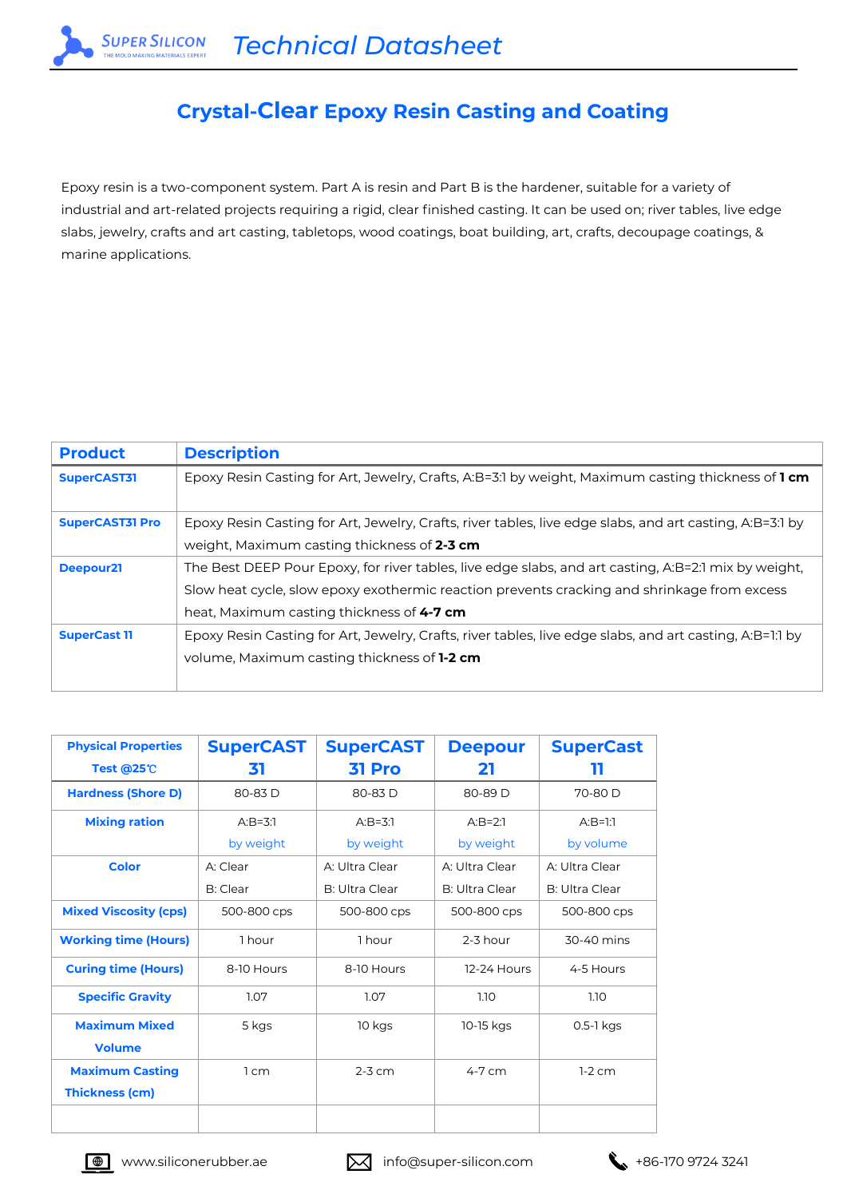# Technical Datasheet

## Crystal-Clear Epoxy Resin Casting and Coating

Epoxy resin is a two-component system. Part A is resin and Part B is the hardener, suitable for a variety of industrial and art-related projects requiring a rigid, clear finished casting. It can be used on; river tables, live edge slabs, jewelry, crafts and art casting, tabletops, wood coatings, boat building, art, crafts, decoupage coatings, & marine applications.

| Product | Description |
|---|---|
| SuperCAST31 | Epoxy Resin Casting for Art, Jewelry, Crafts, A:B=3:1 by weight, Maximum casting thickness of **1 cm** |
| SuperCAST31 Pro | Epoxy Resin Casting for Art, Jewelry, Crafts, river tables, live edge slabs, and art casting, A:B=3:1 by weight, Maximum casting thickness of **2-3 cm** |
| Deepour21 | The Best DEEP Pour Epoxy, for river tables, live edge slabs, and art casting, A:B=2:1 mix by weight, Slow heat cycle, slow epoxy exothermic reaction prevents cracking and shrinkage from excess heat, Maximum casting thickness of **4-7 cm** |
| SuperCast 11 | Epoxy Resin Casting for Art, Jewelry, Crafts, river tables, live edge slabs, and art casting, A:B=1:1 by volume, Maximum casting thickness of **1-2 cm** |

| Physical Properties Test @25℃ | SuperCAST 31 | SuperCAST 31 Pro | Deepour 21 | SuperCast 11 |
|---|---|---|---|---|
| Hardness (Shore D) | 80-83 D | 80-83 D | 80-89 D | 70-80 D |
| Mixing ration | A:B=3:1 by weight | A:B=3:1 by weight | A:B=2:1 by weight | A:B=1:1 by volume |
| Color | A: Clear<br>B: Clear | A: Ultra Clear<br>B: Ultra Clear | A: Ultra Clear<br>B: Ultra Clear | A: Ultra Clear<br>B: Ultra Clear |
| Mixed Viscosity (cps) | 500-800 cps | 500-800 cps | 500-800 cps | 500-800 cps |
| Working time (Hours) | 1 hour | 1 hour | 2-3 hour | 30-40 mins |
| Curing time (Hours) | 8-10 Hours | 8-10 Hours | 12-24 Hours | 4-5 Hours |
| Specific Gravity | 1.07 | 1.07 | 1.10 | 1.10 |
| Maximum Mixed Volume | 5 kgs | 10 kgs | 10-15 kgs | 0.5-1 kgs |
| Maximum Casting Thickness (cm) | 1 cm | 2-3 cm | 4-7 cm | 1-2 cm |
| | | | | |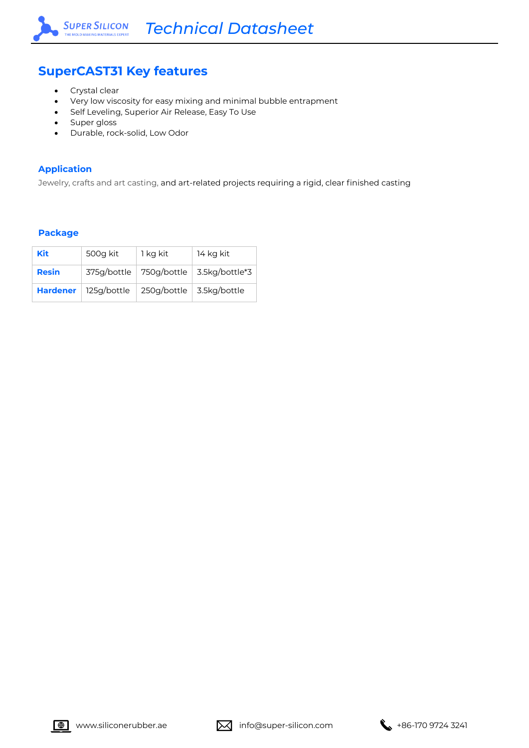## SuperCAST31 Key features

- Crystal clear
- Very low viscosity for easy mixing and minimal bubble entrapment
- Self Leveling, Superior Air Release, Easy To Use
- Super gloss
- Durable, rock-solid, Low Odor

### Application

Jewelry, crafts and art casting, and art-related projects requiring a rigid, clear finished casting

### Package

| **Kit** | 500g kit | 1 kg kit | 14 kg kit |
|---|---|---|---|
| **Resin** | 375g/bottle | 750g/bottle | 3.5kg/bottle*3 |
| **Hardener** | 125g/bottle | 250g/bottle | 3.5kg/bottle |

www.siliconerubber.ae info@super-silicon.com +86-170 9724 3241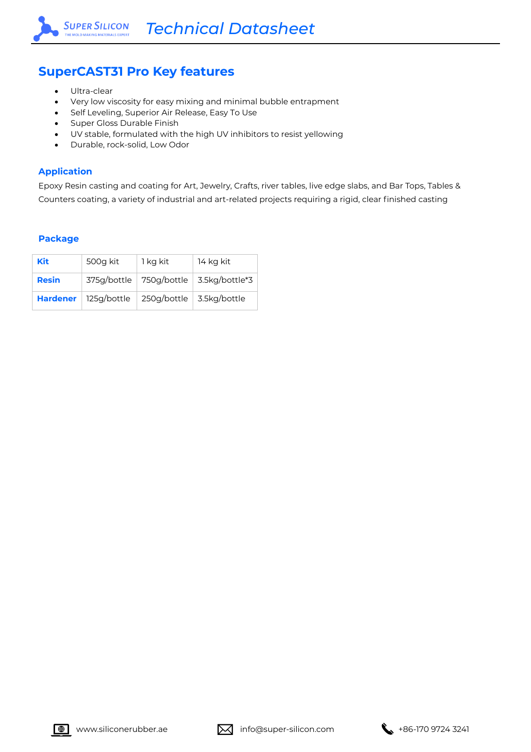## SuperCAST31 Pro Key features

- Ultra-clear
- Very low viscosity for easy mixing and minimal bubble entrapment
- Self Leveling, Superior Air Release, Easy To Use
- Super Gloss Durable Finish
- UV stable, formulated with the high UV inhibitors to resist yellowing
- Durable, rock-solid, Low Odor

### Application

Epoxy Resin casting and coating for Art, Jewelry, Crafts, river tables, live edge slabs, and Bar Tops, Tables & Counters coating, a variety of industrial and art-related projects requiring a rigid, clear finished casting

### Package

| **Kit** | 500g kit | 1 kg kit | 14 kg kit |
|---|---|---|---|
| **Resin** | 375g/bottle | 750g/bottle | 3.5kg/bottle*3 |
| **Hardener** | 125g/bottle | 250g/bottle | 3.5kg/bottle |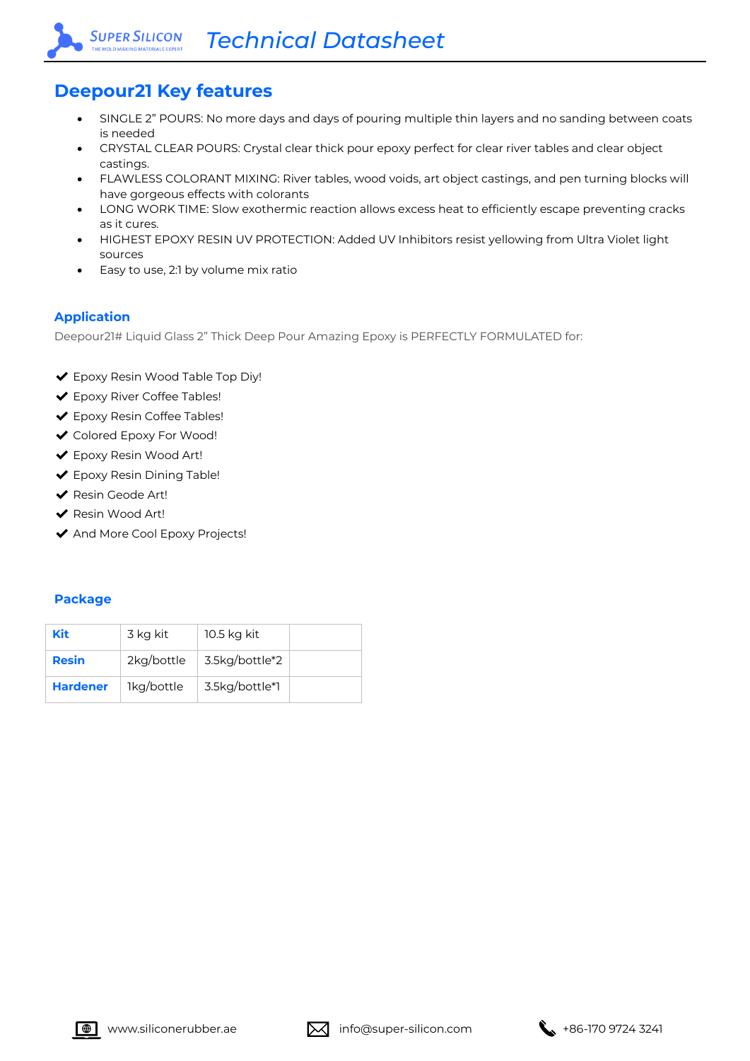## Deepour21 Key features

- SINGLE 2" POURS: No more days and days of pouring multiple thin layers and no sanding between coats is needed
- CRYSTAL CLEAR POURS: Crystal clear thick pour epoxy perfect for clear river tables and clear object castings.
- FLAWLESS COLORANT MIXING: River tables, wood voids, art object castings, and pen turning blocks will have gorgeous effects with colorants
- LONG WORK TIME: Slow exothermic reaction allows excess heat to efficiently escape preventing cracks as it cures.
- HIGHEST EPOXY RESIN UV PROTECTION: Added UV Inhibitors resist yellowing from Ultra Violet light sources
- Easy to use, 2:1 by volume mix ratio

### Application

Deepour21# Liquid Glass 2" Thick Deep Pour Amazing Epoxy is PERFECTLY FORMULATED for:

✔ Epoxy Resin Wood Table Top Diy!
✔ Epoxy River Coffee Tables!
✔ Epoxy Resin Coffee Tables!
✔ Colored Epoxy For Wood!
✔ Epoxy Resin Wood Art!
✔ Epoxy Resin Dining Table!
✔ Resin Geode Art!
✔ Resin Wood Art!
✔ And More Cool Epoxy Projects!

### Package

| | | | |
|---|---|---|---|
| **Kit** | 3 kg kit | 10.5 kg kit | |
| **Resin** | 2kg/bottle | 3.5kg/bottle*2 | |
| **Hardener** | 1kg/bottle | 3.5kg/bottle*1 | |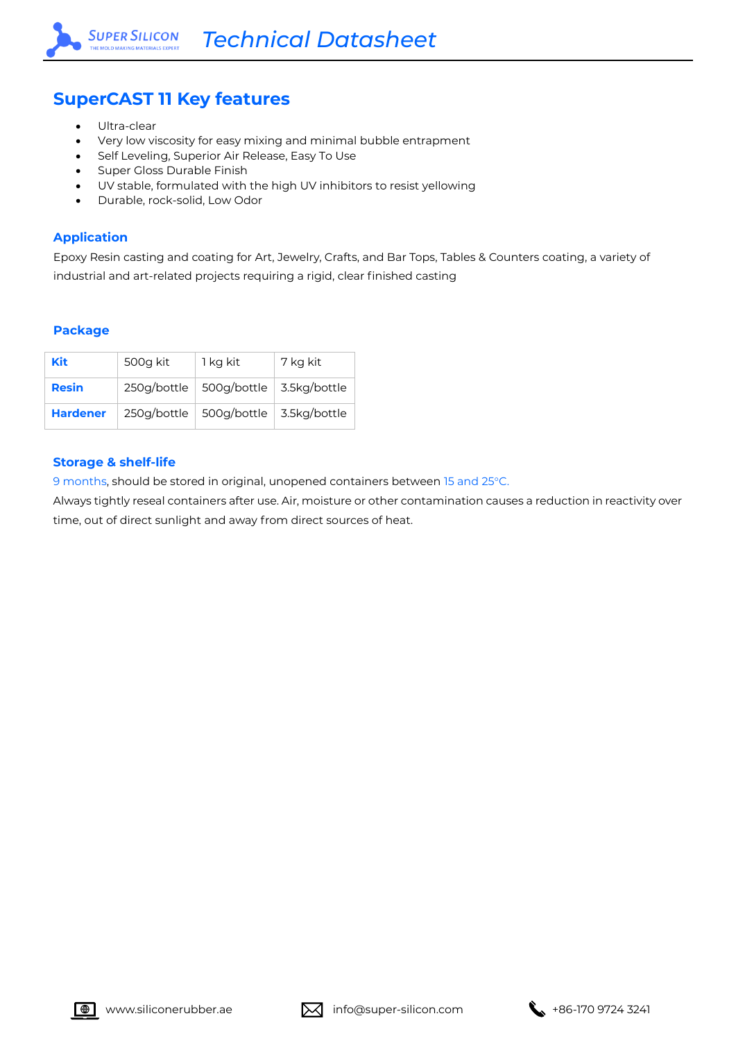## SuperCAST 11 Key features

- Ultra-clear
- Very low viscosity for easy mixing and minimal bubble entrapment
- Self Leveling, Superior Air Release, Easy To Use
- Super Gloss Durable Finish
- UV stable, formulated with the high UV inhibitors to resist yellowing
- Durable, rock-solid, Low Odor

### Application

Epoxy Resin casting and coating for Art, Jewelry, Crafts, and Bar Tops, Tables & Counters coating, a variety of industrial and art-related projects requiring a rigid, clear finished casting

### Package

| **Kit** | 500g kit | 1 kg kit | 7 kg kit |
|---|---|---|---|
| **Resin** | 250g/bottle | 500g/bottle | 3.5kg/bottle |
| **Hardener** | 250g/bottle | 500g/bottle | 3.5kg/bottle |

### Storage & shelf-life

9 months, should be stored in original, unopened containers between 15 and 25°C.

Always tightly reseal containers after use. Air, moisture or other contamination causes a reduction in reactivity over time, out of direct sunlight and away from direct sources of heat.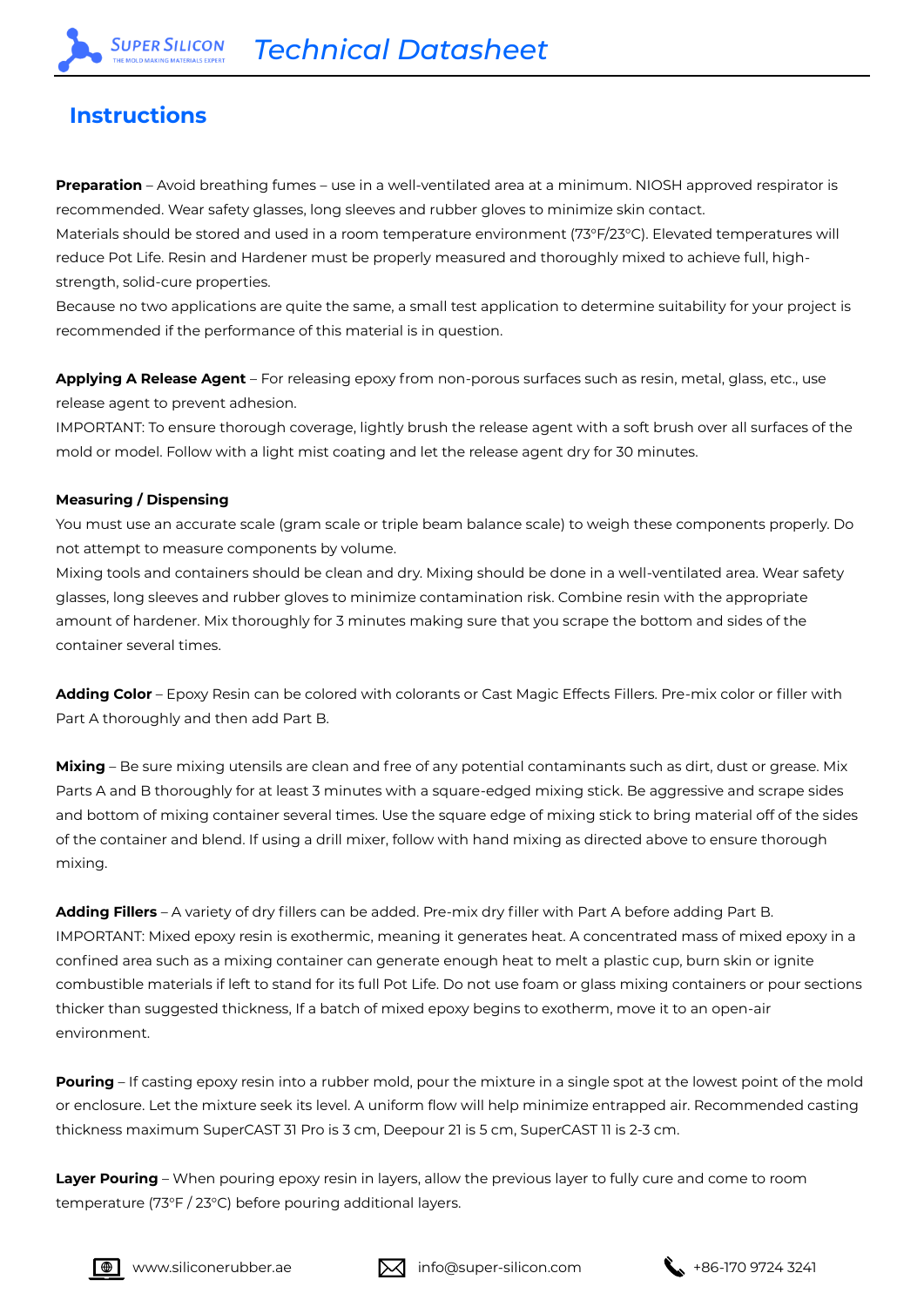## Instructions

**Preparation** – Avoid breathing fumes – use in a well-ventilated area at a minimum. NIOSH approved respirator is recommended. Wear safety glasses, long sleeves and rubber gloves to minimize skin contact.
Materials should be stored and used in a room temperature environment (73°F/23°C). Elevated temperatures will reduce Pot Life. Resin and Hardener must be properly measured and thoroughly mixed to achieve full, high-strength, solid-cure properties.
Because no two applications are quite the same, a small test application to determine suitability for your project is recommended if the performance of this material is in question.

**Applying A Release Agent** – For releasing epoxy from non-porous surfaces such as resin, metal, glass, etc., use release agent to prevent adhesion.
IMPORTANT: To ensure thorough coverage, lightly brush the release agent with a soft brush over all surfaces of the mold or model. Follow with a light mist coating and let the release agent dry for 30 minutes.

**Measuring / Dispensing**
You must use an accurate scale (gram scale or triple beam balance scale) to weigh these components properly. Do not attempt to measure components by volume.
Mixing tools and containers should be clean and dry. Mixing should be done in a well-ventilated area. Wear safety glasses, long sleeves and rubber gloves to minimize contamination risk. Combine resin with the appropriate amount of hardener. Mix thoroughly for 3 minutes making sure that you scrape the bottom and sides of the container several times.

**Adding Color** – Epoxy Resin can be colored with colorants or Cast Magic Effects Fillers. Pre-mix color or filler with Part A thoroughly and then add Part B.

**Mixing** – Be sure mixing utensils are clean and free of any potential contaminants such as dirt, dust or grease. Mix Parts A and B thoroughly for at least 3 minutes with a square-edged mixing stick. Be aggressive and scrape sides and bottom of mixing container several times. Use the square edge of mixing stick to bring material off of the sides of the container and blend. If using a drill mixer, follow with hand mixing as directed above to ensure thorough mixing.

**Adding Fillers** – A variety of dry fillers can be added. Pre-mix dry filler with Part A before adding Part B.
IMPORTANT: Mixed epoxy resin is exothermic, meaning it generates heat. A concentrated mass of mixed epoxy in a confined area such as a mixing container can generate enough heat to melt a plastic cup, burn skin or ignite combustible materials if left to stand for its full Pot Life. Do not use foam or glass mixing containers or pour sections thicker than suggested thickness, If a batch of mixed epoxy begins to exotherm, move it to an open-air environment.

**Pouring** – If casting epoxy resin into a rubber mold, pour the mixture in a single spot at the lowest point of the mold or enclosure. Let the mixture seek its level. A uniform flow will help minimize entrapped air. Recommended casting thickness maximum SuperCAST 31 Pro is 3 cm, Deepour 21 is 5 cm, SuperCAST 11 is 2-3 cm.

**Layer Pouring** – When pouring epoxy resin in layers, allow the previous layer to fully cure and come to room temperature (73°F / 23°C) before pouring additional layers.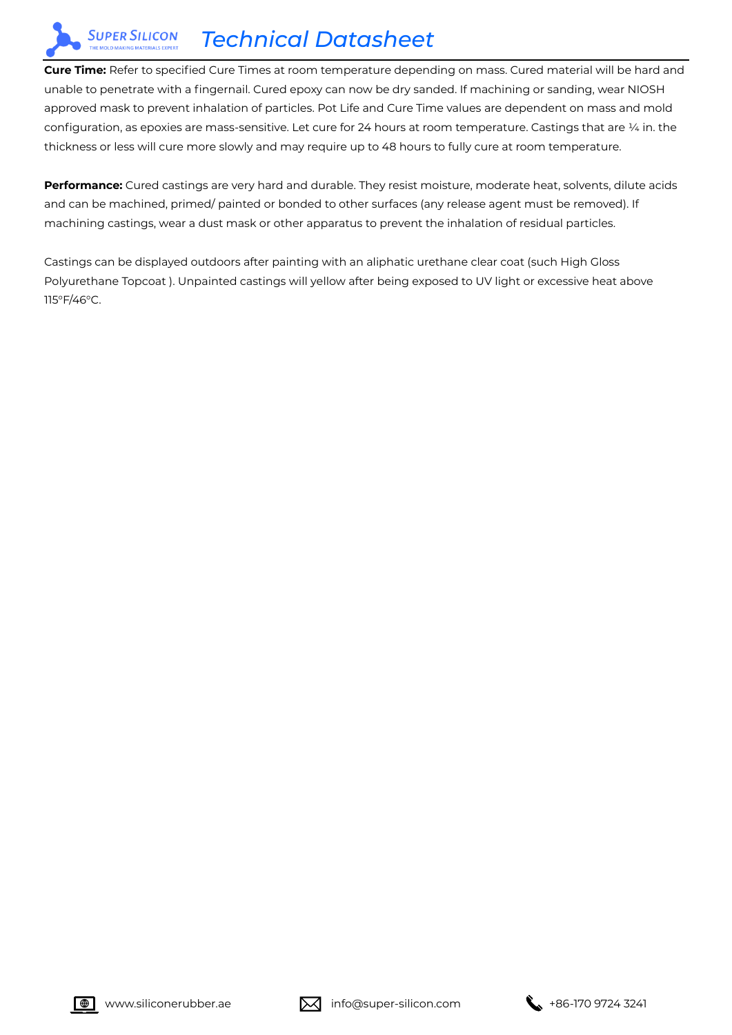**Cure Time:** Refer to specified Cure Times at room temperature depending on mass. Cured material will be hard and unable to penetrate with a fingernail. Cured epoxy can now be dry sanded. If machining or sanding, wear NIOSH approved mask to prevent inhalation of particles. Pot Life and Cure Time values are dependent on mass and mold configuration, as epoxies are mass-sensitive. Let cure for 24 hours at room temperature. Castings that are ¼ in. the thickness or less will cure more slowly and may require up to 48 hours to fully cure at room temperature.

**Performance:** Cured castings are very hard and durable. They resist moisture, moderate heat, solvents, dilute acids and can be machined, primed/ painted or bonded to other surfaces (any release agent must be removed). If machining castings, wear a dust mask or other apparatus to prevent the inhalation of residual particles.

Castings can be displayed outdoors after painting with an aliphatic urethane clear coat (such High Gloss Polyurethane Topcoat ). Unpainted castings will yellow after being exposed to UV light or excessive heat above 115°F/46°C.